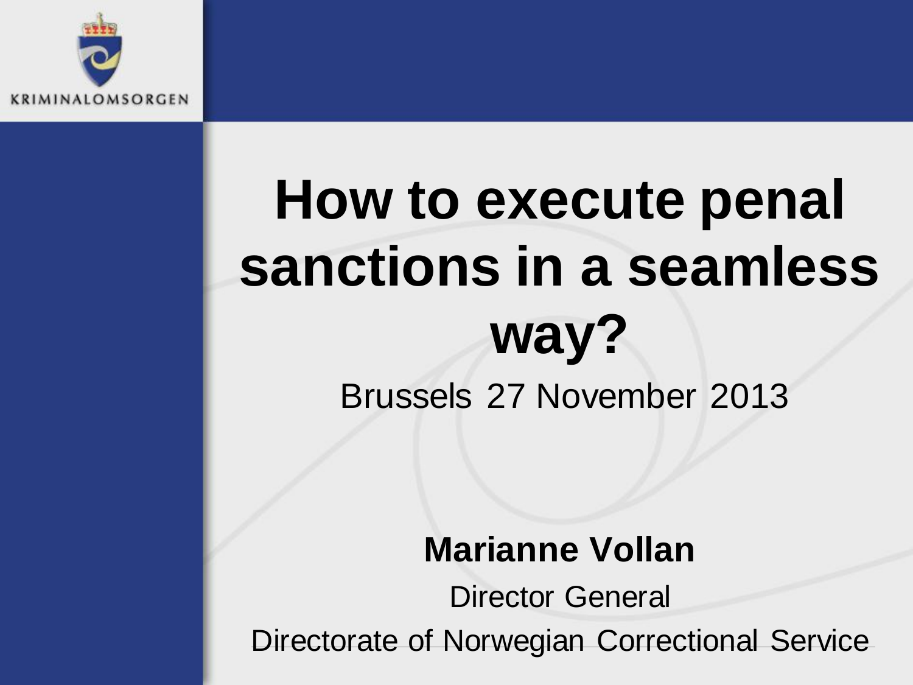KRIMINALOMSORGEN

# How to execute penal sanctions in a seamless way?

Brussels 27 November 2013

**Marianne Vollan**

Director General

Directorate of Norwegian Correctional Service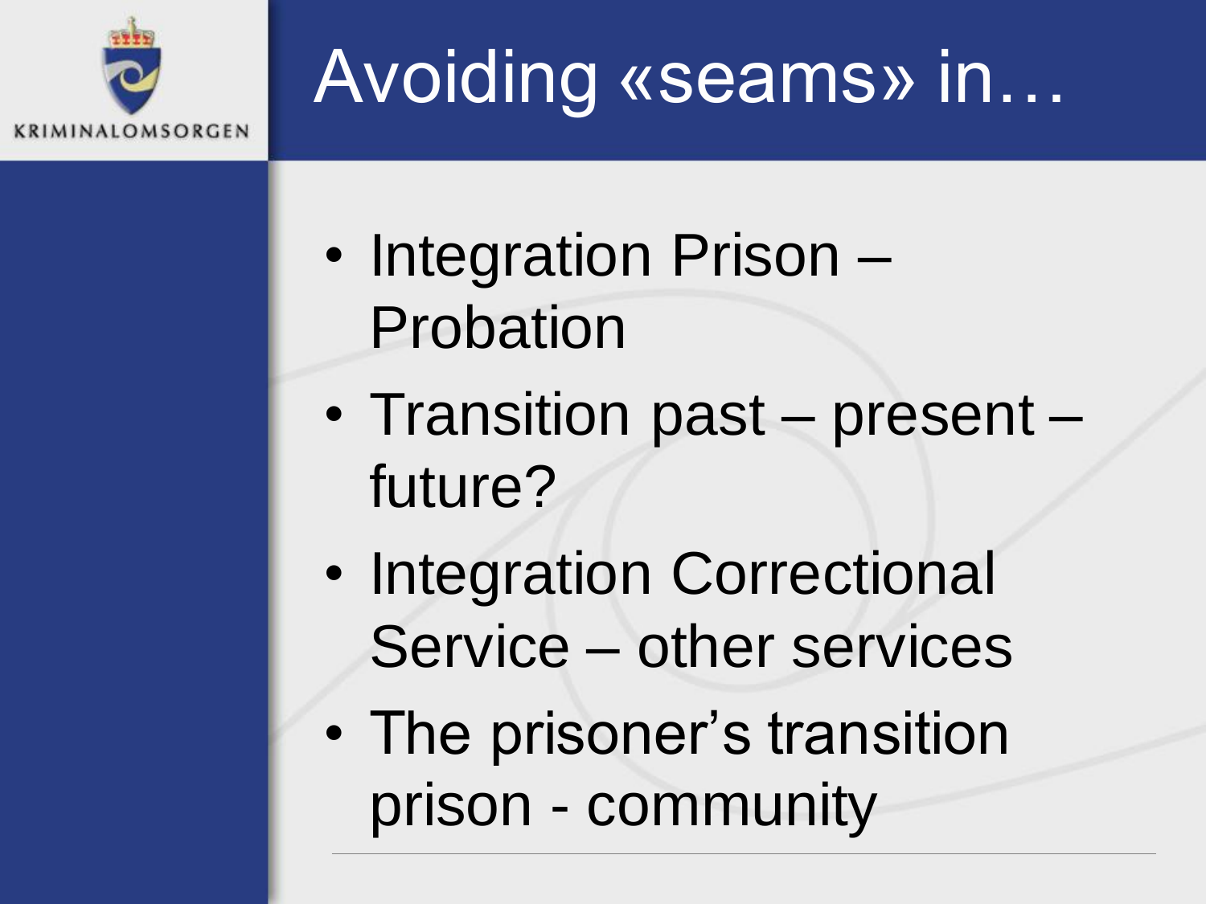# Avoiding «seams» in…

- Integration Prison – Probation
- Transition past – present – future?
- Integration Correctional Service – other services
- The prisoner's transition prison - community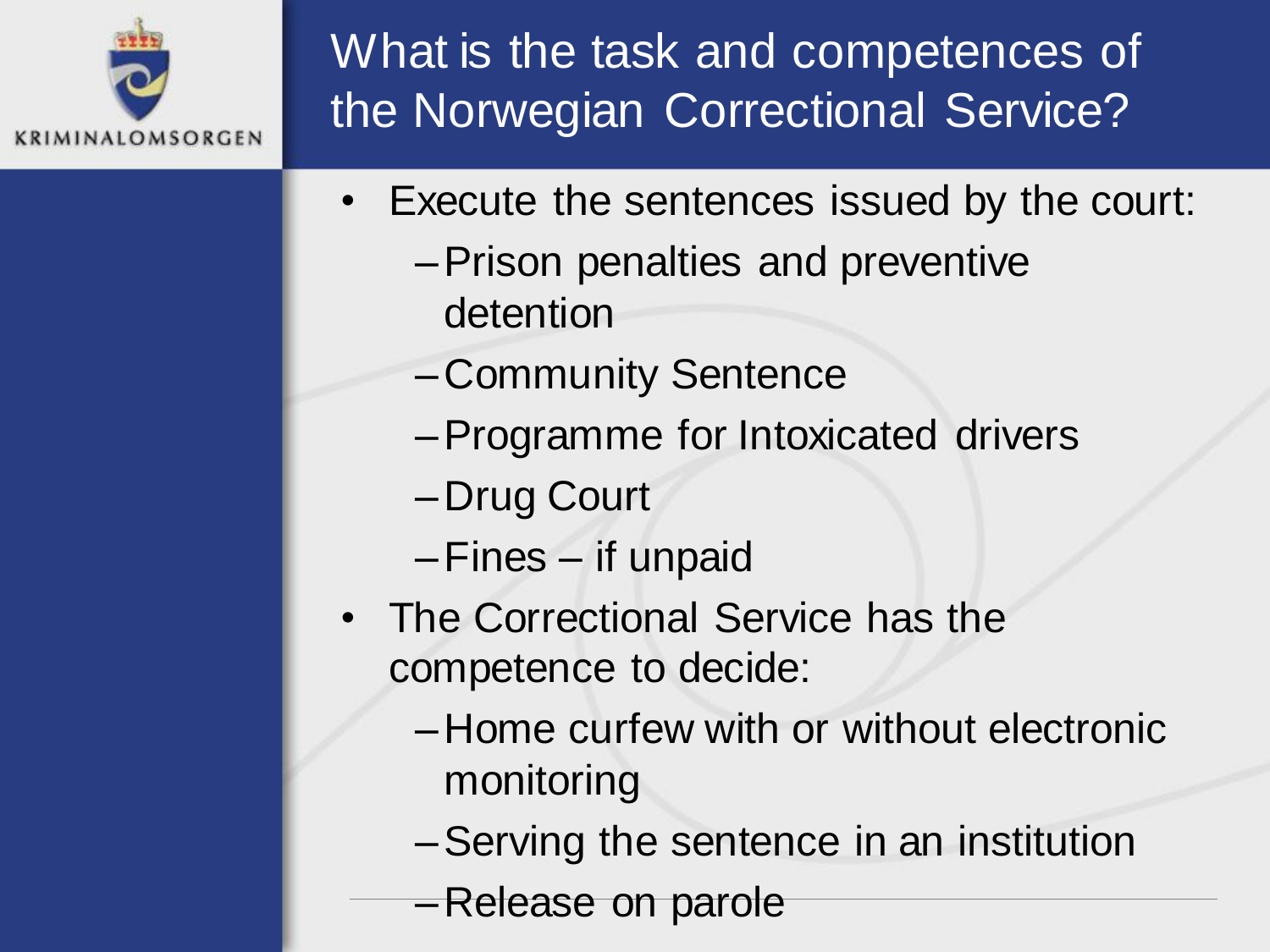# What is the task and competences of the Norwegian Correctional Service?

- Execute the sentences issued by the court:
  - Prison penalties and preventive detention
  - Community Sentence
  - Programme for Intoxicated drivers
  - Drug Court
  - Fines – if unpaid
- The Correctional Service has the competence to decide:
  - Home curfew with or without electronic monitoring
  - Serving the sentence in an institution
  - Release on parole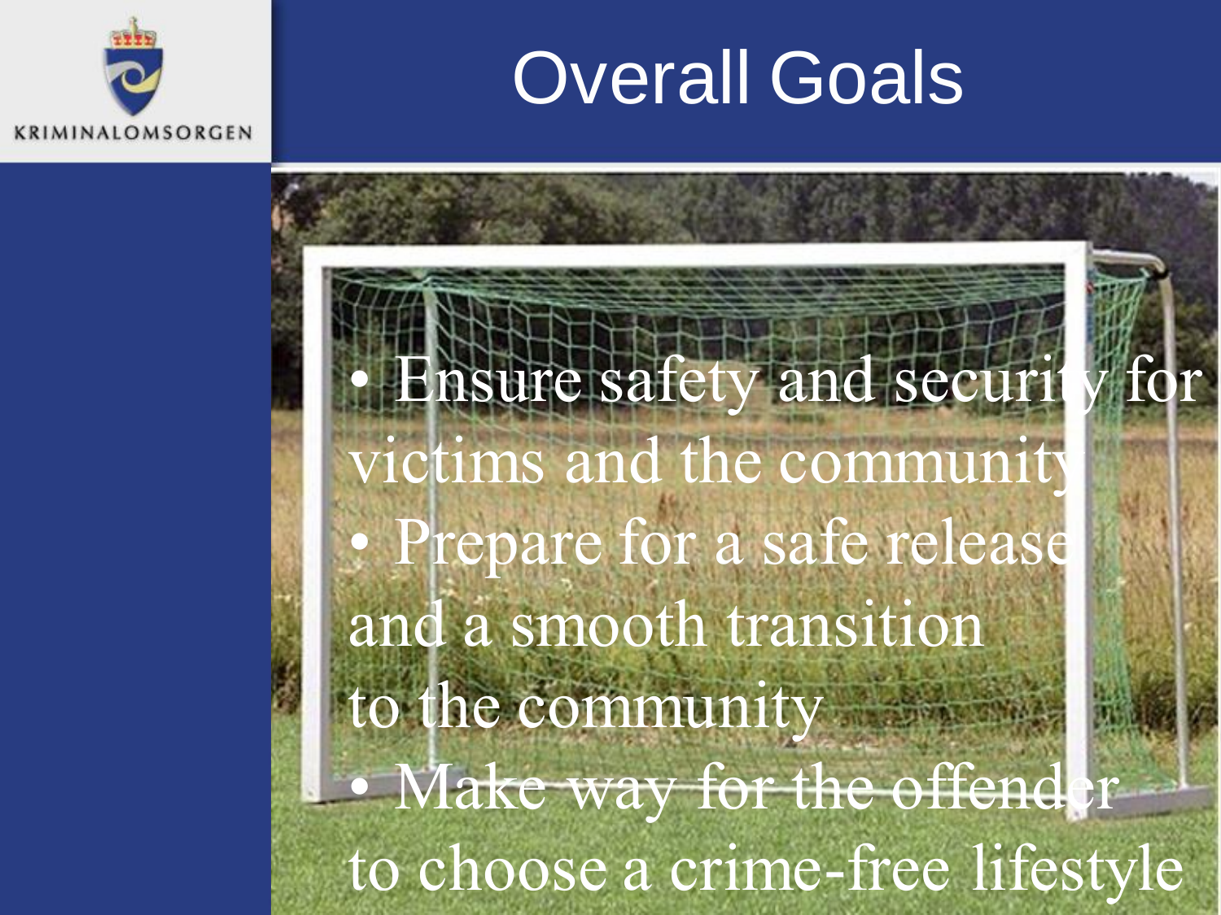KRIMINALOMSORGEN

# Overall Goals

- Ensure safety and security for victims and the community
- Prepare for a safe release and a smooth transition to the community
- Make way for the offender to choose a crime-free lifestyle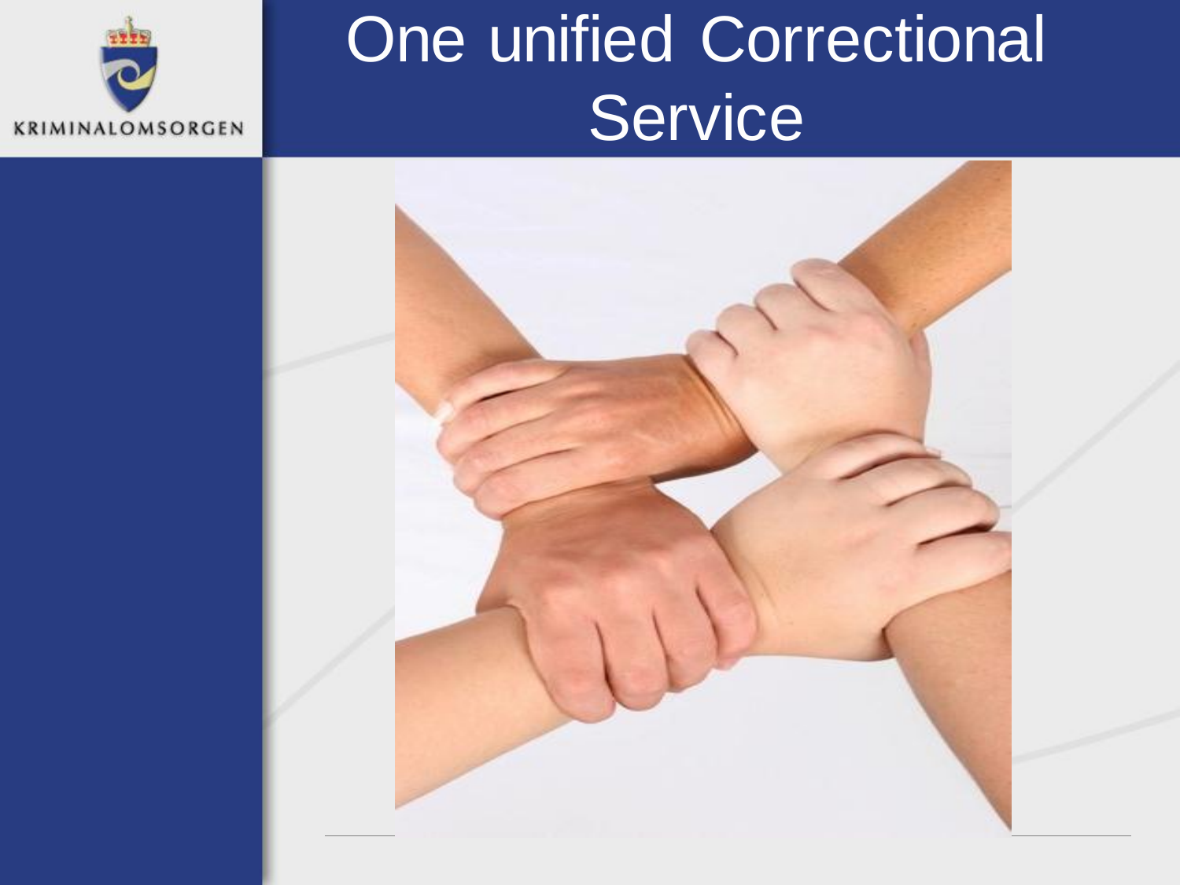KRIMINALOMSORGEN

# One unified Correctional Service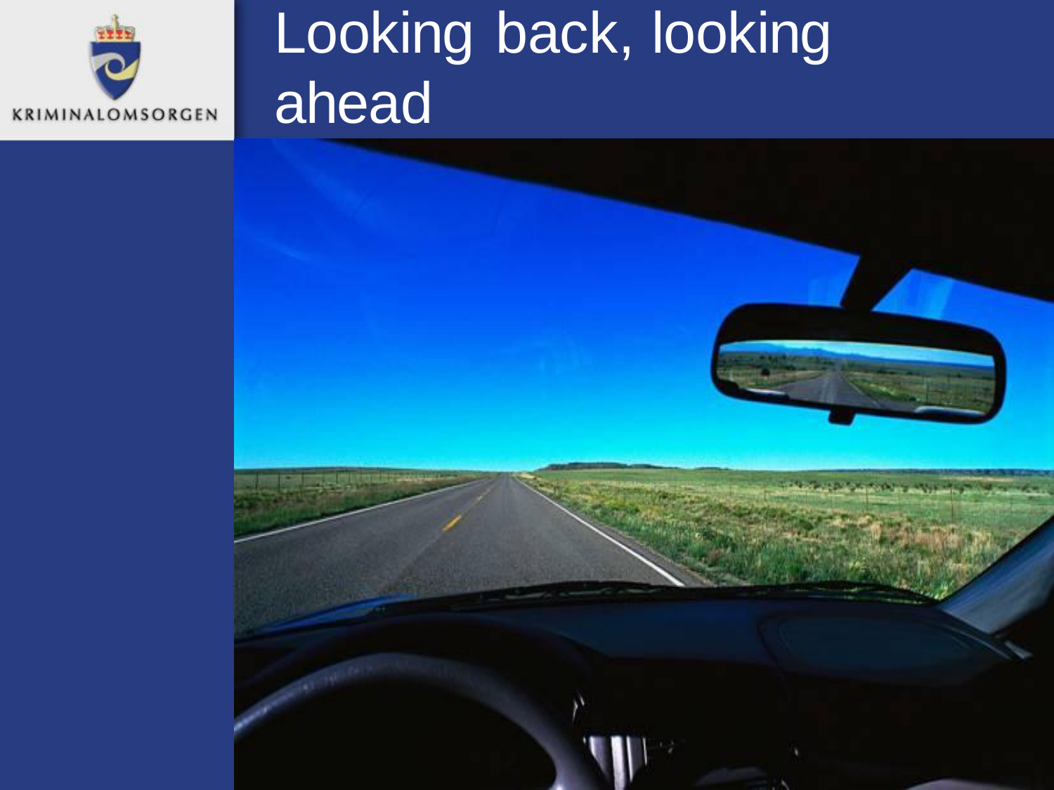KRIMINALOMSORGEN

# Looking back, looking ahead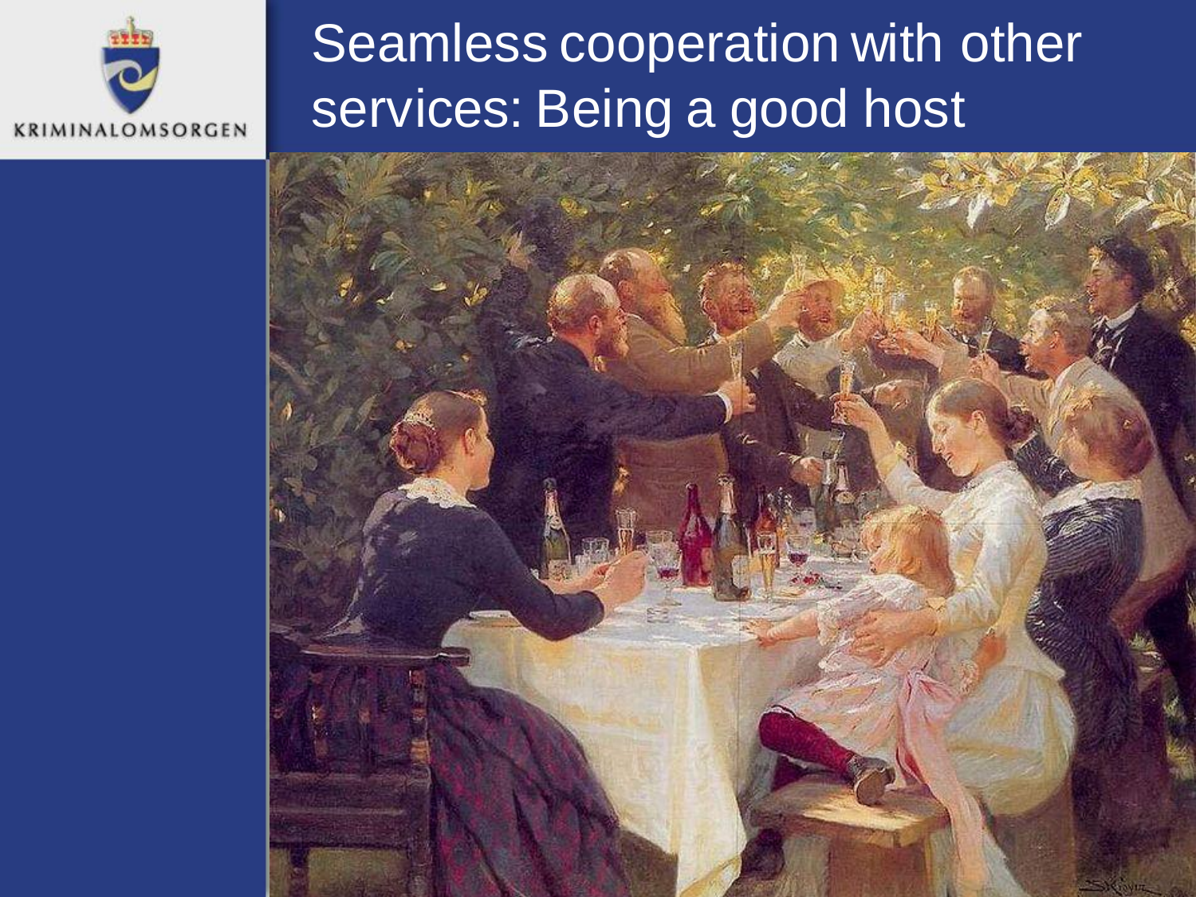# Seamless cooperation with other services: Being a good host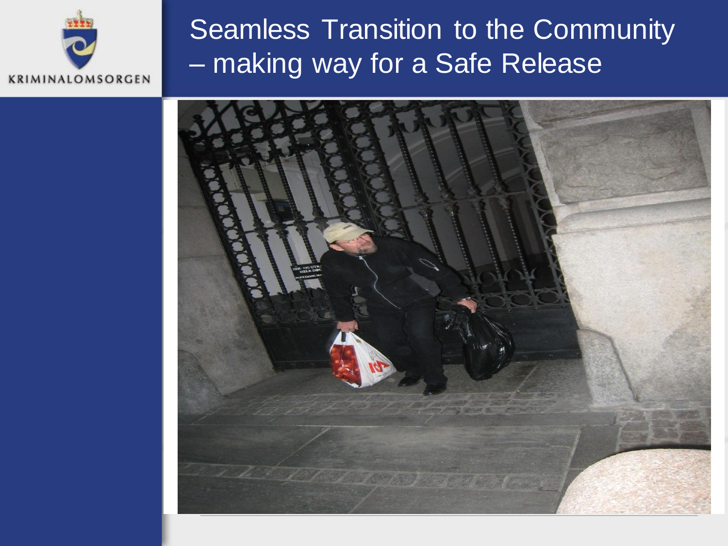# Seamless Transition to the Community – making way for a Safe Release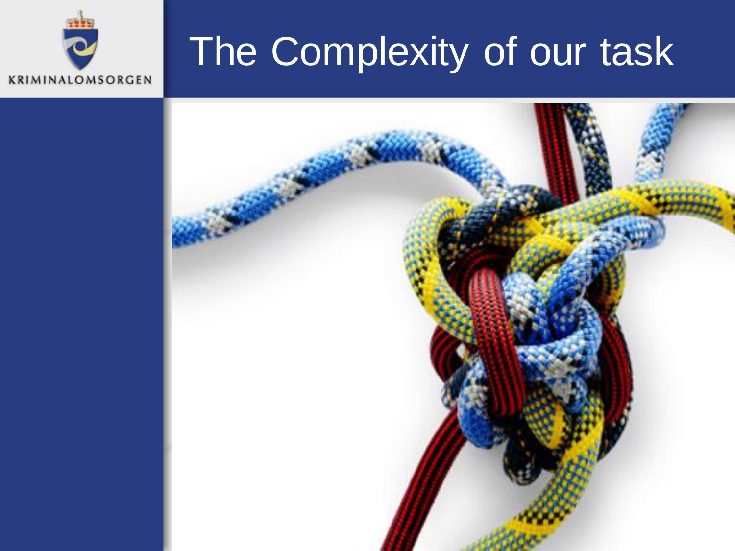KRIMINALOMSORGEN

# The Complexity of our task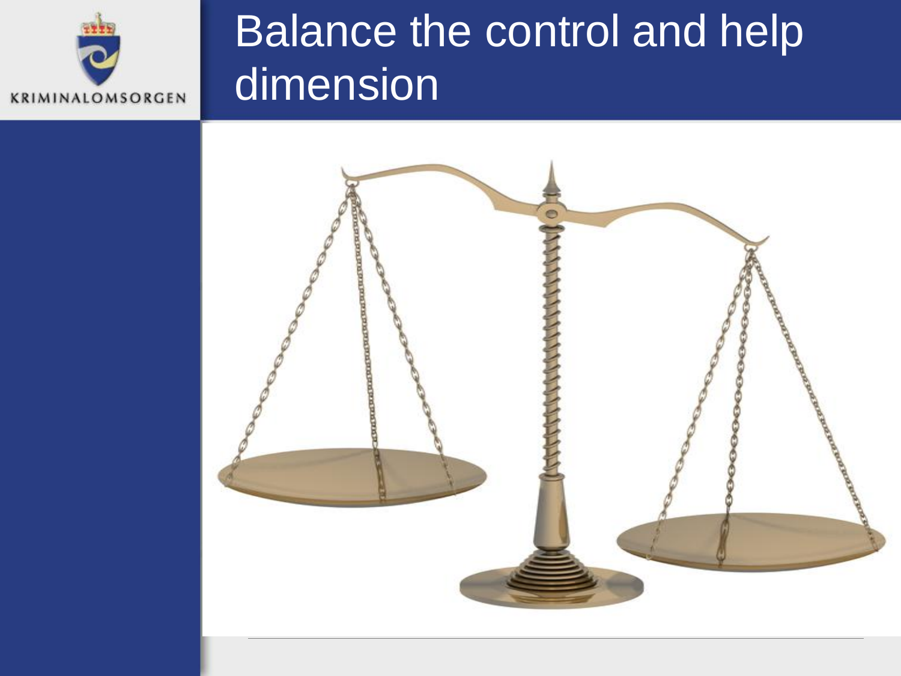# Balance the control and help dimension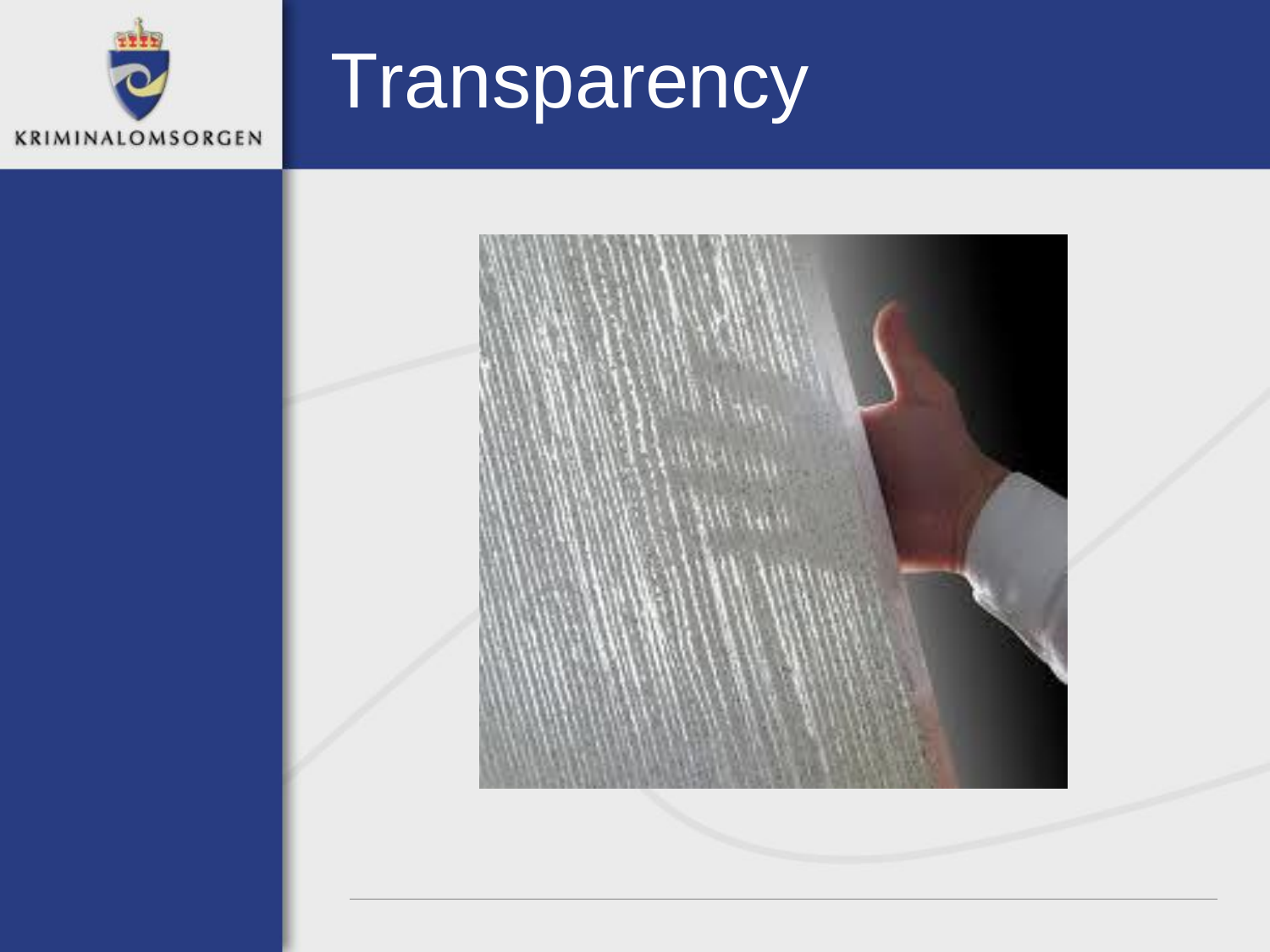# Transparency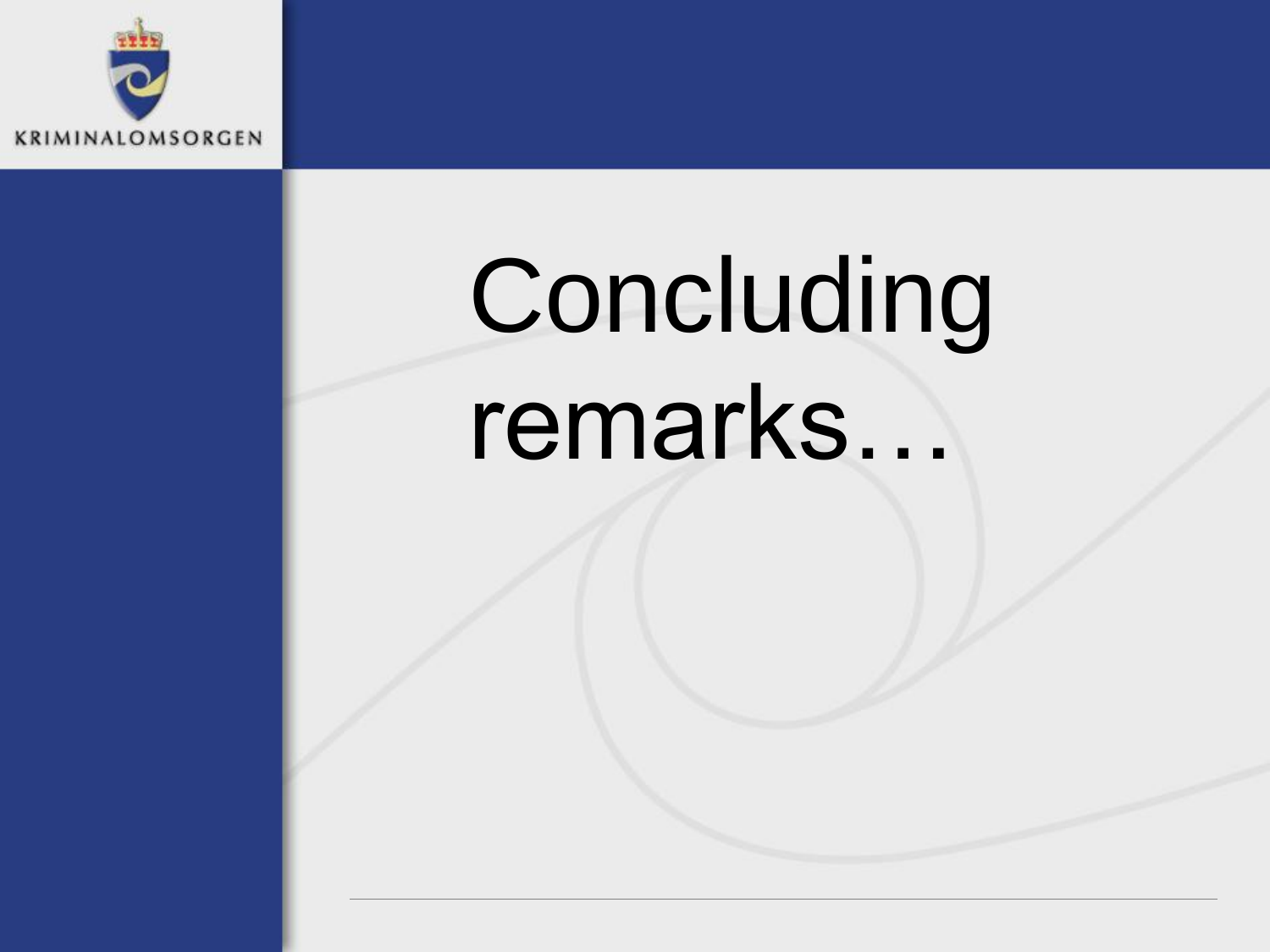KRIMINALOMSORGEN

# Concluding remarks…